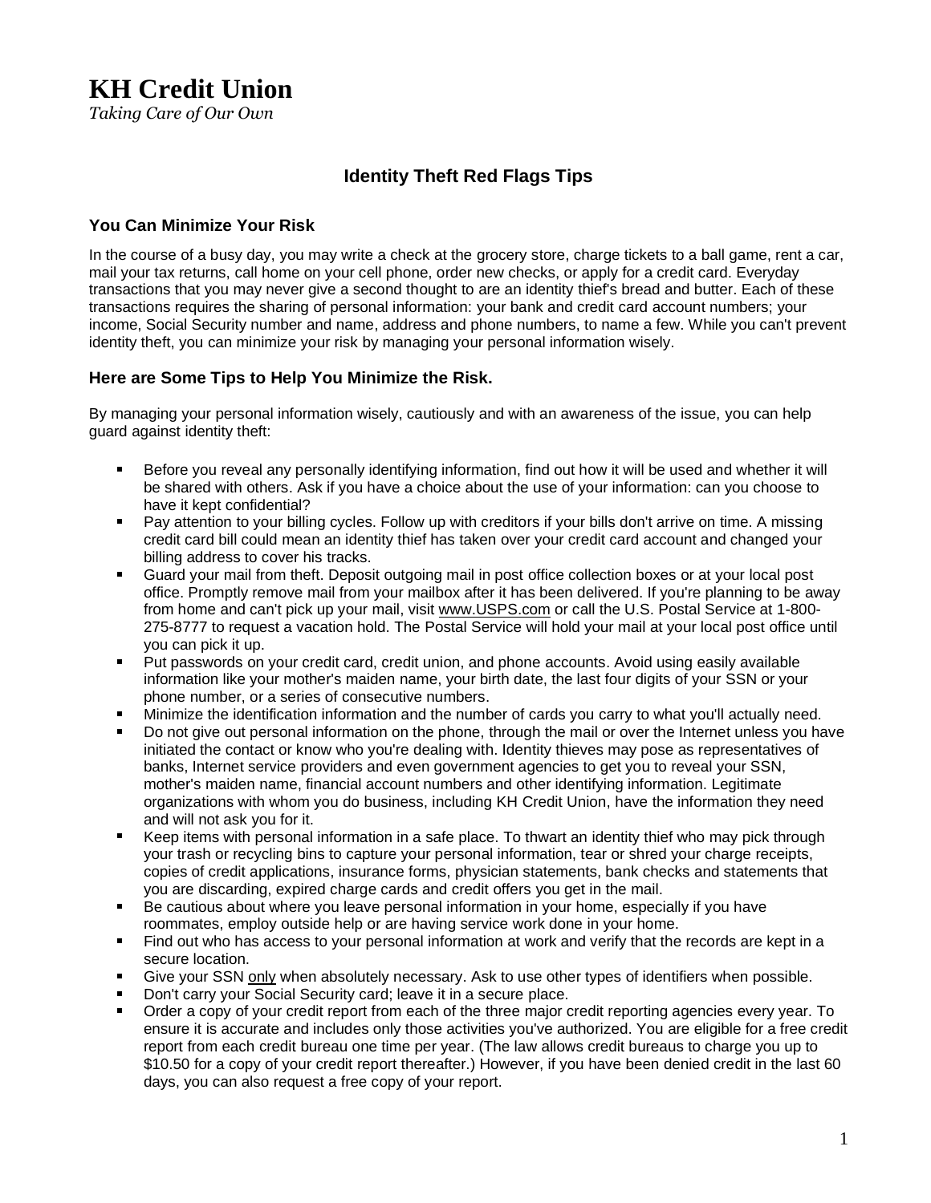# KH Credit Union

*Taking Care of Our Own*

## Identity Theft Red Flags Tips

### You Can Minimize Your Risk

In the course of a busy day, you may write a check at the grocery store, charge tickets to a ball game, rent a car, mail your tax returns, call home on your cell phone, order new checks, or apply for a credit card. Everyday transactions that you may never give a second thought to are an identity thief's bread and butter. Each of these transactions requires the sharing of personal information: your bank and credit card account numbers; your income, Social Security number and name, address and phone numbers, to name a few. While you can't prevent identity theft, you can minimize your risk by managing your personal information wisely.

### Here are Some Tips to Help You Minimize the Risk.

By managing your personal information wisely, cautiously and with an awareness of the issue, you can help guard against identity theft:

- Before you reveal any personally identifying information, find out how it will be used and whether it will be shared with others. Ask if you have a choice about the use of your information: can you choose to have it kept confidential?
- Pay attention to your billing cycles. Follow up with creditors if your bills don't arrive on time. A missing credit card bill could mean an identity thief has taken over your credit card account and changed your billing address to cover his tracks.
- Guard your mail from theft. Deposit outgoing mail in post office collection boxes or at your local post office. Promptly remove mail from your mailbox after it has been delivered. If you're planning to be away from home and can't pick up your mail, visit www.USPS.com or call the U.S. Postal Service at 1-800-275-8777 to request a vacation hold. The Postal Service will hold your mail at your local post office until you can pick it up.
- Put passwords on your credit card, credit union, and phone accounts. Avoid using easily available information like your mother's maiden name, your birth date, the last four digits of your SSN or your phone number, or a series of consecutive numbers.
- Minimize the identification information and the number of cards you carry to what you'll actually need.
- Do not give out personal information on the phone, through the mail or over the Internet unless you have initiated the contact or know who you're dealing with. Identity thieves may pose as representatives of banks, Internet service providers and even government agencies to get you to reveal your SSN, mother's maiden name, financial account numbers and other identifying information. Legitimate organizations with whom you do business, including KH Credit Union, have the information they need and will not ask you for it.
- Keep items with personal information in a safe place. To thwart an identity thief who may pick through your trash or recycling bins to capture your personal information, tear or shred your charge receipts, copies of credit applications, insurance forms, physician statements, bank checks and statements that you are discarding, expired charge cards and credit offers you get in the mail.
- Be cautious about where you leave personal information in your home, especially if you have roommates, employ outside help or are having service work done in your home.
- Find out who has access to your personal information at work and verify that the records are kept in a secure location.
- Give your SSN only when absolutely necessary. Ask to use other types of identifiers when possible.
- Don't carry your Social Security card; leave it in a secure place.
- Order a copy of your credit report from each of the three major credit reporting agencies every year. To ensure it is accurate and includes only those activities you've authorized. You are eligible for a free credit report from each credit bureau one time per year. (The law allows credit bureaus to charge you up to $10.50 for a copy of your credit report thereafter.) However, if you have been denied credit in the last 60 days, you can also request a free copy of your report.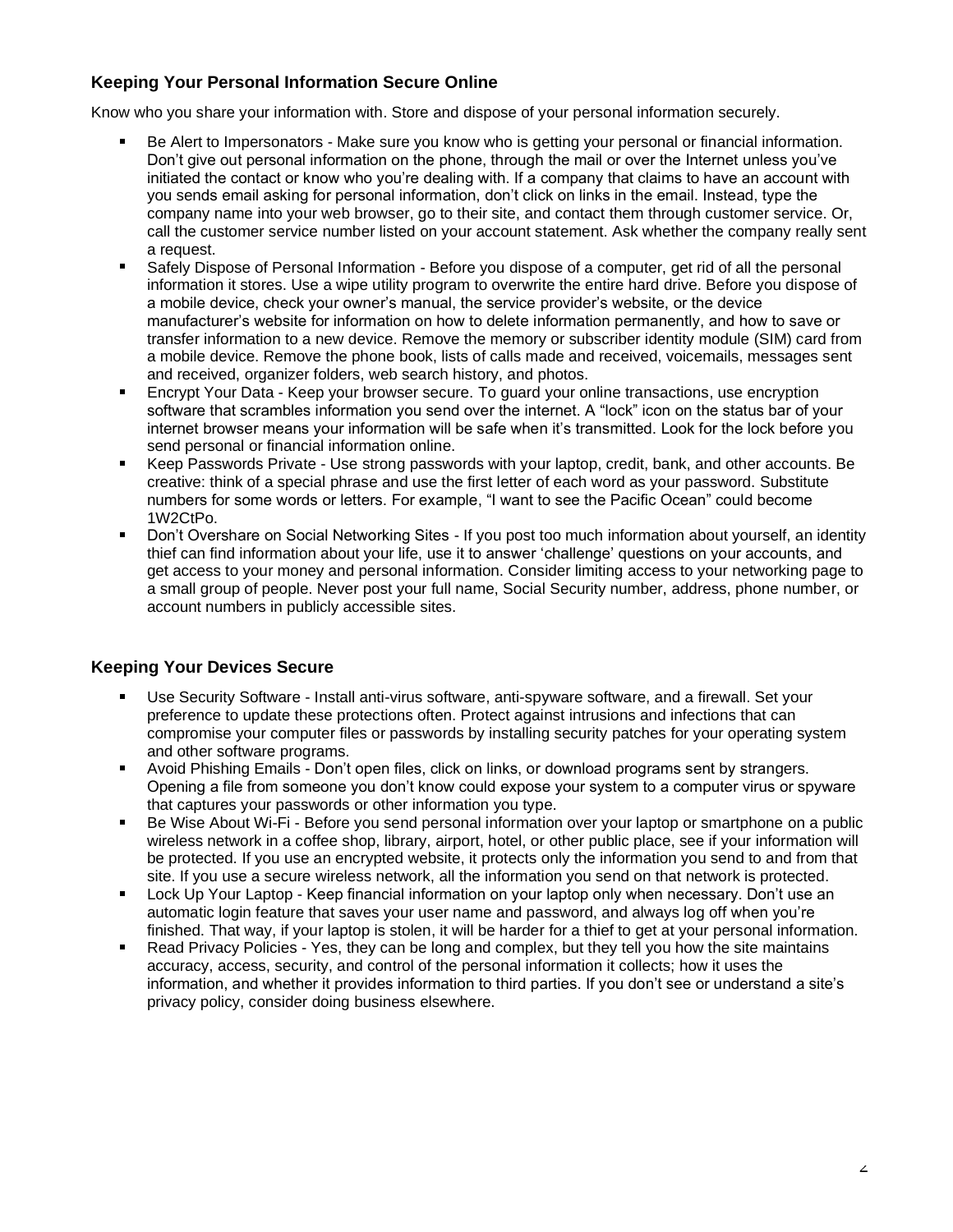## Keeping Your Personal Information Secure Online

Know who you share your information with. Store and dispose of your personal information securely.

- Be Alert to Impersonators - Make sure you know who is getting your personal or financial information. Don't give out personal information on the phone, through the mail or over the Internet unless you've initiated the contact or know who you're dealing with. If a company that claims to have an account with you sends email asking for personal information, don't click on links in the email. Instead, type the company name into your web browser, go to their site, and contact them through customer service. Or, call the customer service number listed on your account statement. Ask whether the company really sent a request.
- Safely Dispose of Personal Information - Before you dispose of a computer, get rid of all the personal information it stores. Use a wipe utility program to overwrite the entire hard drive. Before you dispose of a mobile device, check your owner's manual, the service provider's website, or the device manufacturer's website for information on how to delete information permanently, and how to save or transfer information to a new device. Remove the memory or subscriber identity module (SIM) card from a mobile device. Remove the phone book, lists of calls made and received, voicemails, messages sent and received, organizer folders, web search history, and photos.
- Encrypt Your Data - Keep your browser secure. To guard your online transactions, use encryption software that scrambles information you send over the internet. A "lock" icon on the status bar of your internet browser means your information will be safe when it's transmitted. Look for the lock before you send personal or financial information online.
- Keep Passwords Private - Use strong passwords with your laptop, credit, bank, and other accounts. Be creative: think of a special phrase and use the first letter of each word as your password. Substitute numbers for some words or letters. For example, "I want to see the Pacific Ocean" could become 1W2CtPo.
- Don't Overshare on Social Networking Sites - If you post too much information about yourself, an identity thief can find information about your life, use it to answer 'challenge' questions on your accounts, and get access to your money and personal information. Consider limiting access to your networking page to a small group of people. Never post your full name, Social Security number, address, phone number, or account numbers in publicly accessible sites.

## Keeping Your Devices Secure

- Use Security Software - Install anti-virus software, anti-spyware software, and a firewall. Set your preference to update these protections often. Protect against intrusions and infections that can compromise your computer files or passwords by installing security patches for your operating system and other software programs.
- Avoid Phishing Emails - Don't open files, click on links, or download programs sent by strangers. Opening a file from someone you don't know could expose your system to a computer virus or spyware that captures your passwords or other information you type.
- Be Wise About Wi-Fi - Before you send personal information over your laptop or smartphone on a public wireless network in a coffee shop, library, airport, hotel, or other public place, see if your information will be protected. If you use an encrypted website, it protects only the information you send to and from that site. If you use a secure wireless network, all the information you send on that network is protected.
- Lock Up Your Laptop - Keep financial information on your laptop only when necessary. Don't use an automatic login feature that saves your user name and password, and always log off when you're finished. That way, if your laptop is stolen, it will be harder for a thief to get at your personal information.
- Read Privacy Policies - Yes, they can be long and complex, but they tell you how the site maintains accuracy, access, security, and control of the personal information it collects; how it uses the information, and whether it provides information to third parties. If you don't see or understand a site's privacy policy, consider doing business elsewhere.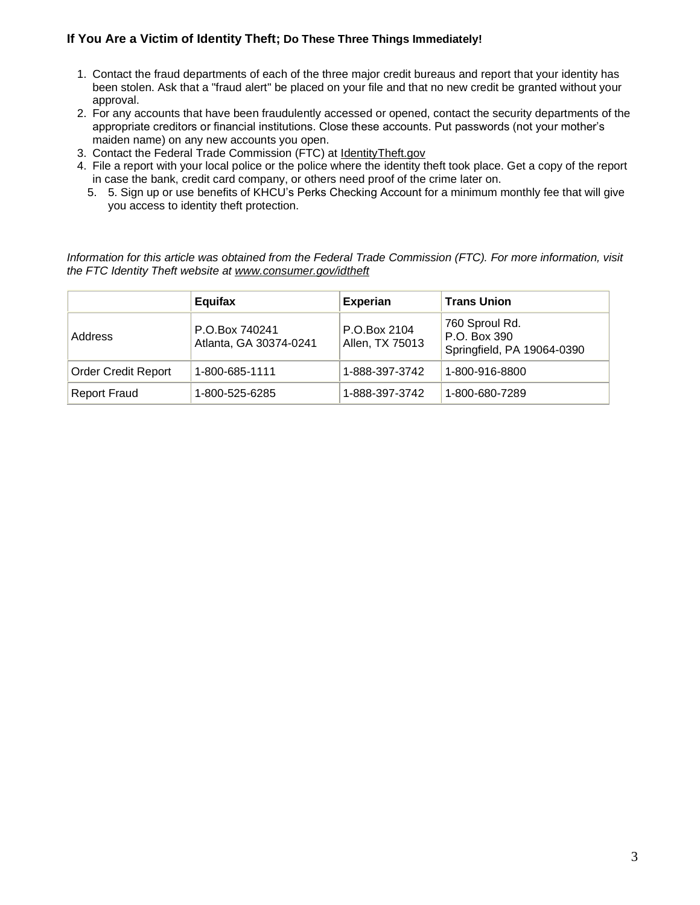### If You Are a Victim of Identity Theft; **Do These Three Things Immediately!**

1. Contact the fraud departments of each of the three major credit bureaus and report that your identity has been stolen. Ask that a "fraud alert" be placed on your file and that no new credit be granted without your approval.
2. For any accounts that have been fraudulently accessed or opened, contact the security departments of the appropriate creditors or financial institutions. Close these accounts. Put passwords (not your mother's maiden name) on any new accounts you open.
3. Contact the Federal Trade Commission (FTC) at IdentityTheft.gov
4. File a report with your local police or the police where the identity theft took place. Get a copy of the report in case the bank, credit card company, or others need proof of the crime later on.
5. 5. Sign up or use benefits of KHCU's Perks Checking Account for a minimum monthly fee that will give you access to identity theft protection.

*Information for this article was obtained from the Federal Trade Commission (FTC). For more information, visit the FTC Identity Theft website at www.consumer.gov/idtheft*

| | **Equifax** | **Experian** | **Trans Union** |
|---|---|---|---|
| Address | P.O.Box 740241<br>Atlanta, GA 30374-0241 | P.O.Box 2104<br>Allen, TX 75013 | 760 Sproul Rd.<br>P.O. Box 390<br>Springfield, PA 19064-0390 |
| Order Credit Report | 1-800-685-1111 | 1-888-397-3742 | 1-800-916-8800 |
| Report Fraud | 1-800-525-6285 | 1-888-397-3742 | 1-800-680-7289 |